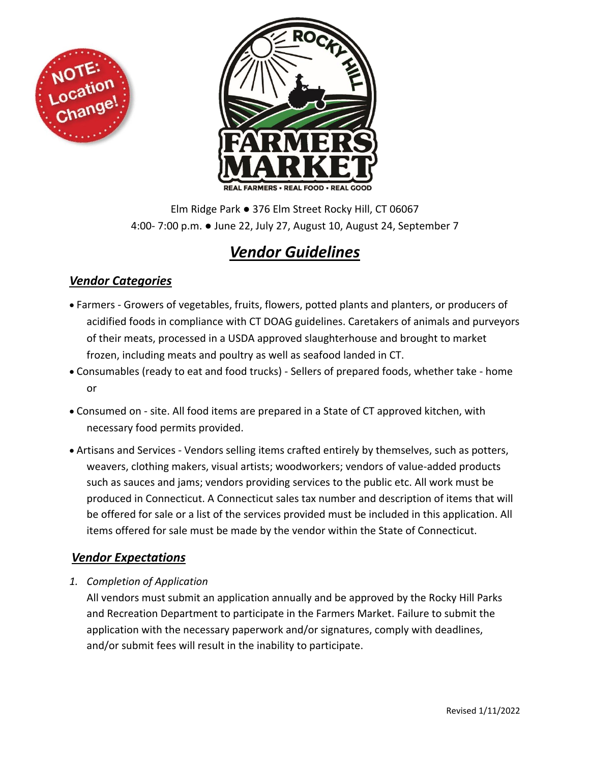NOTE: Location Change!

ROCKY HILL FARMERS MARKET

REAL FARMERS • REAL FOOD • REAL GOOD

Elm Ridge Park ● 376 Elm Street Rocky Hill, CT 06067

4:00- 7:00 p.m. ● June 22, July 27, August 10, August 24, September 7

# ***Vendor Guidelines***

## ***Vendor Categories***

- Farmers - Growers of vegetables, fruits, flowers, potted plants and planters, or producers of acidified foods in compliance with CT DOAG guidelines. Caretakers of animals and purveyors of their meats, processed in a USDA approved slaughterhouse and brought to market frozen, including meats and poultry as well as seafood landed in CT.
- Consumables (ready to eat and food trucks) - Sellers of prepared foods, whether take - home or
- Consumed on - site. All food items are prepared in a State of CT approved kitchen, with necessary food permits provided.
- Artisans and Services - Vendors selling items crafted entirely by themselves, such as potters, weavers, clothing makers, visual artists; woodworkers; vendors of value-added products such as sauces and jams; vendors providing services to the public etc. All work must be produced in Connecticut. A Connecticut sales tax number and description of items that will be offered for sale or a list of the services provided must be included in this application. All items offered for sale must be made by the vendor within the State of Connecticut.

## ***Vendor Expectations***

1. *Completion of Application*

   All vendors must submit an application annually and be approved by the Rocky Hill Parks and Recreation Department to participate in the Farmers Market. Failure to submit the application with the necessary paperwork and/or signatures, comply with deadlines, and/or submit fees will result in the inability to participate.

Revised 1/11/2022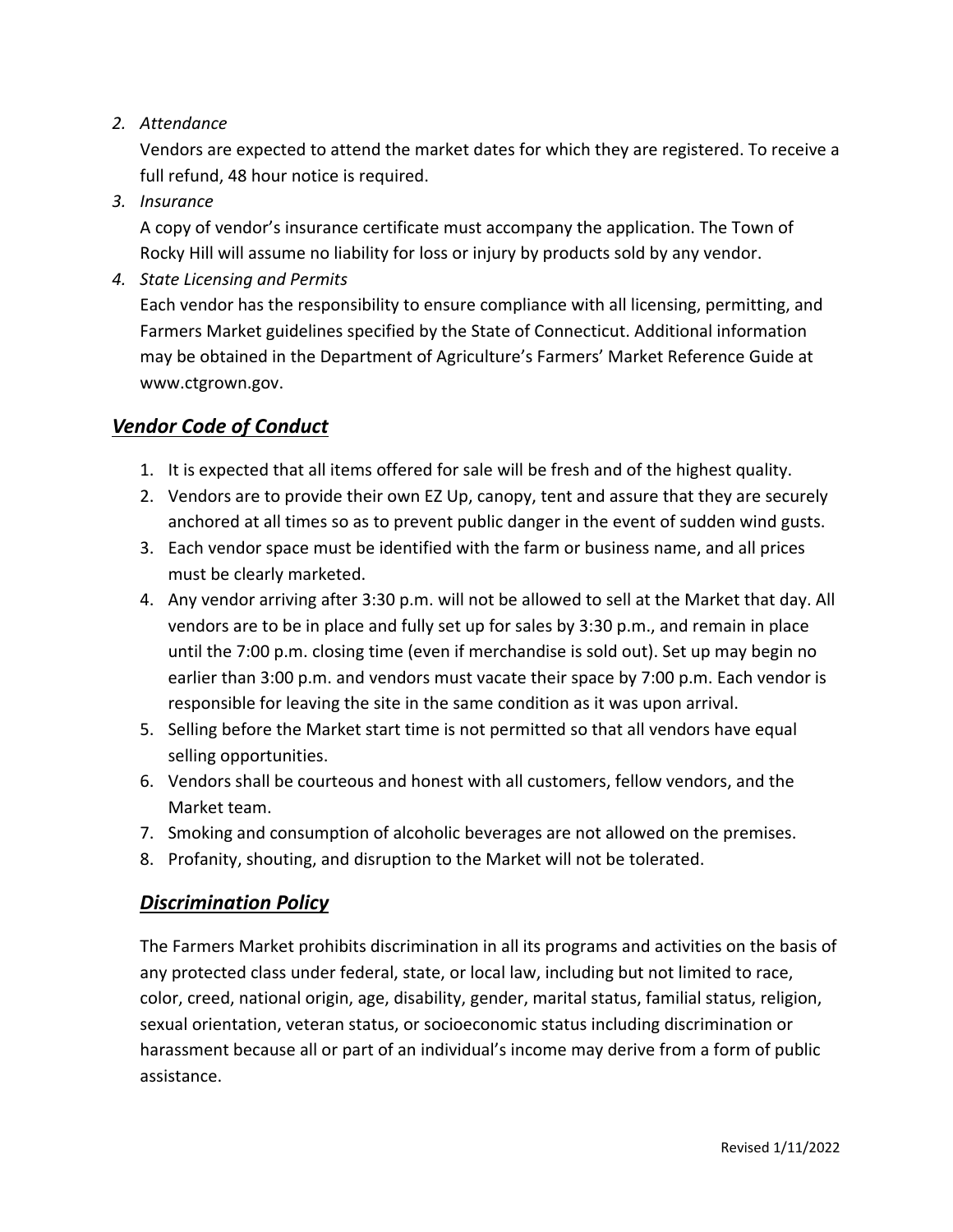2. *Attendance*

   Vendors are expected to attend the market dates for which they are registered. To receive a full refund, 48 hour notice is required.

3. *Insurance*

   A copy of vendor's insurance certificate must accompany the application. The Town of Rocky Hill will assume no liability for loss or injury by products sold by any vendor.

4. *State Licensing and Permits*

   Each vendor has the responsibility to ensure compliance with all licensing, permitting, and Farmers Market guidelines specified by the State of Connecticut. Additional information may be obtained in the Department of Agriculture's Farmers' Market Reference Guide at www.ctgrown.gov.

## ***Vendor Code of Conduct***

1. It is expected that all items offered for sale will be fresh and of the highest quality.
2. Vendors are to provide their own EZ Up, canopy, tent and assure that they are securely anchored at all times so as to prevent public danger in the event of sudden wind gusts.
3. Each vendor space must be identified with the farm or business name, and all prices must be clearly marketed.
4. Any vendor arriving after 3:30 p.m. will not be allowed to sell at the Market that day. All vendors are to be in place and fully set up for sales by 3:30 p.m., and remain in place until the 7:00 p.m. closing time (even if merchandise is sold out). Set up may begin no earlier than 3:00 p.m. and vendors must vacate their space by 7:00 p.m. Each vendor is responsible for leaving the site in the same condition as it was upon arrival.
5. Selling before the Market start time is not permitted so that all vendors have equal selling opportunities.
6. Vendors shall be courteous and honest with all customers, fellow vendors, and the Market team.
7. Smoking and consumption of alcoholic beverages are not allowed on the premises.
8. Profanity, shouting, and disruption to the Market will not be tolerated.

## ***Discrimination Policy***

The Farmers Market prohibits discrimination in all its programs and activities on the basis of any protected class under federal, state, or local law, including but not limited to race, color, creed, national origin, age, disability, gender, marital status, familial status, religion, sexual orientation, veteran status, or socioeconomic status including discrimination or harassment because all or part of an individual's income may derive from a form of public assistance.

Revised 1/11/2022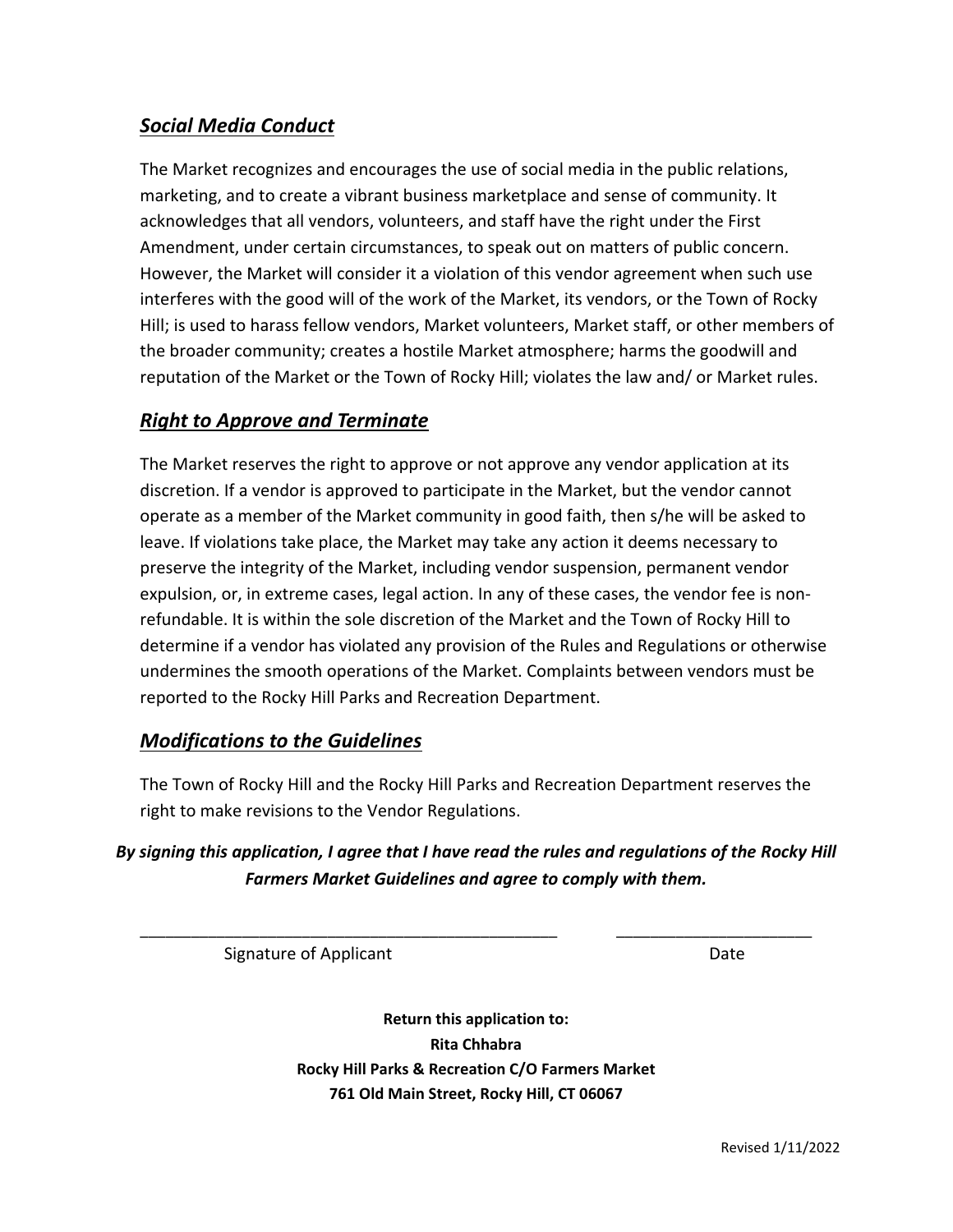## ***Social Media Conduct***

The Market recognizes and encourages the use of social media in the public relations, marketing, and to create a vibrant business marketplace and sense of community. It acknowledges that all vendors, volunteers, and staff have the right under the First Amendment, under certain circumstances, to speak out on matters of public concern. However, the Market will consider it a violation of this vendor agreement when such use interferes with the good will of the work of the Market, its vendors, or the Town of Rocky Hill; is used to harass fellow vendors, Market volunteers, Market staff, or other members of the broader community; creates a hostile Market atmosphere; harms the goodwill and reputation of the Market or the Town of Rocky Hill; violates the law and/ or Market rules.

## ***Right to Approve and Terminate***

The Market reserves the right to approve or not approve any vendor application at its discretion. If a vendor is approved to participate in the Market, but the vendor cannot operate as a member of the Market community in good faith, then s/he will be asked to leave. If violations take place, the Market may take any action it deems necessary to preserve the integrity of the Market, including vendor suspension, permanent vendor expulsion, or, in extreme cases, legal action. In any of these cases, the vendor fee is non-refundable. It is within the sole discretion of the Market and the Town of Rocky Hill to determine if a vendor has violated any provision of the Rules and Regulations or otherwise undermines the smooth operations of the Market. Complaints between vendors must be reported to the Rocky Hill Parks and Recreation Department.

## ***Modifications to the Guidelines***

The Town of Rocky Hill and the Rocky Hill Parks and Recreation Department reserves the right to make revisions to the Vendor Regulations.

***By signing this application, I agree that I have read the rules and regulations of the Rocky Hill Farmers Market Guidelines and agree to comply with them.***

_______________________________________________ _____________________

Signature of Applicant Date

**Return this application to:**
**Rita Chhabra**
**Rocky Hill Parks & Recreation C/O Farmers Market**
**761 Old Main Street, Rocky Hill, CT 06067**

Revised 1/11/2022